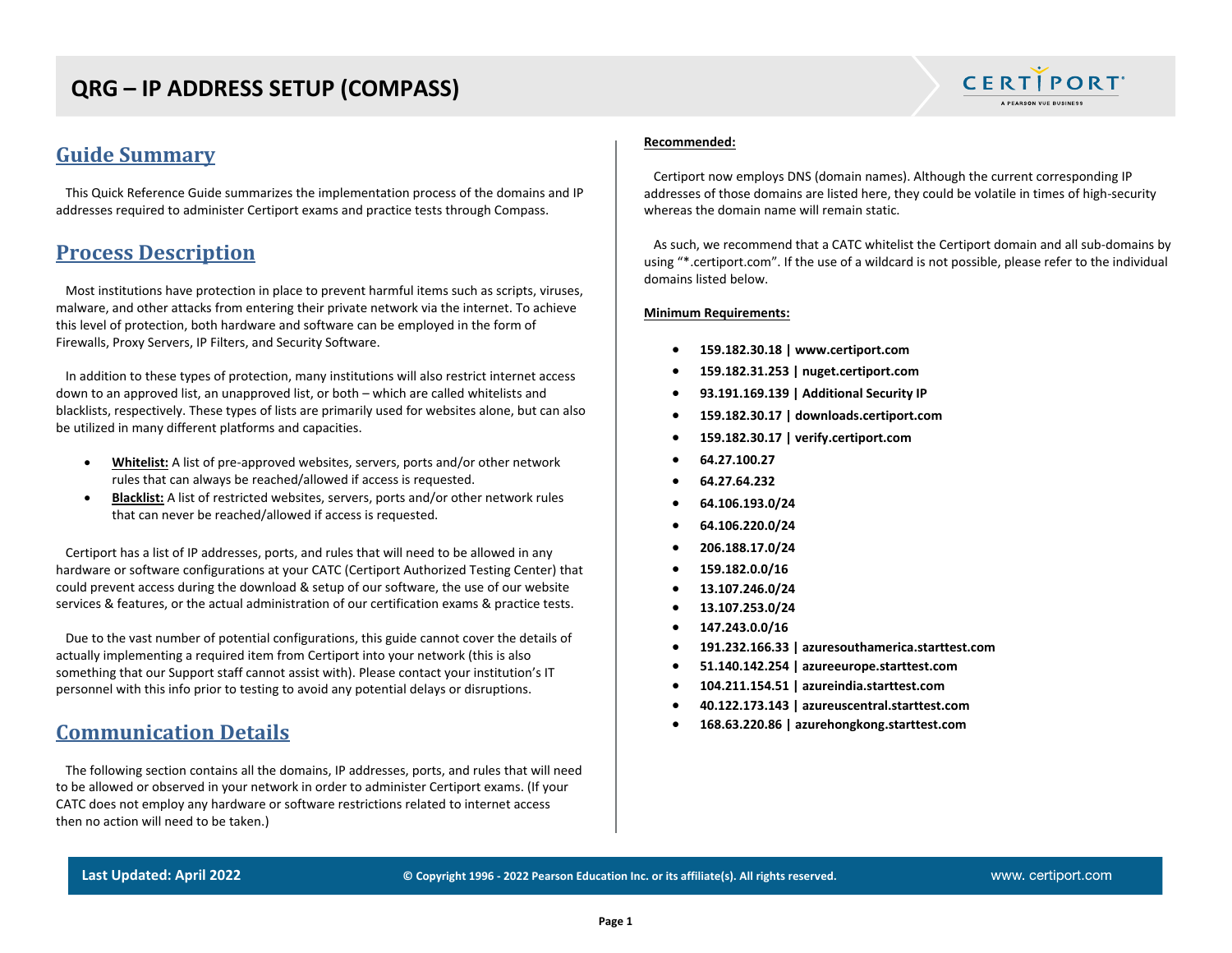# QRG – IP ADDRESS SETUP (COMPASS)

## Guide Summary

This Quick Reference Guide summarizes the implementation process of the domains and IP addresses required to administer Certiport exams and practice tests through Compass.

## Process Description

Most institutions have protection in place to prevent harmful items such as scripts, viruses, malware, and other attacks from entering their private network via the internet. To achieve this level of protection, both hardware and software can be employed in the form of Firewalls, Proxy Servers, IP Filters, and Security Software.

In addition to these types of protection, many institutions will also restrict internet access down to an approved list, an unapproved list, or both – which are called whitelists and blacklists, respectively. These types of lists are primarily used for websites alone, but can also be utilized in many different platforms and capacities.

- **Whitelist:** A list of pre-approved websites, servers, ports and/or other network rules that can always be reached/allowed if access is requested.
- **Blacklist:** A list of restricted websites, servers, ports and/or other network rules that can never be reached/allowed if access is requested.

Certiport has a list of IP addresses, ports, and rules that will need to be allowed in any hardware or software configurations at your CATC (Certiport Authorized Testing Center) that could prevent access during the download & setup of our software, the use of our website services & features, or the actual administration of our certification exams & practice tests.

Due to the vast number of potential configurations, this guide cannot cover the details of actually implementing a required item from Certiport into your network (this is also something that our Support staff cannot assist with). Please contact your institution's IT personnel with this info prior to testing to avoid any potential delays or disruptions.

## Communication Details

The following section contains all the domains, IP addresses, ports, and rules that will need to be allowed or observed in your network in order to administer Certiport exams. (If your CATC does not employ any hardware or software restrictions related to internet access then no action will need to be taken.)

**Recommended:**

Certiport now employs DNS (domain names). Although the current corresponding IP addresses of those domains are listed here, they could be volatile in times of high-security whereas the domain name will remain static.

As such, we recommend that a CATC whitelist the Certiport domain and all sub-domains by using "*.certiport.com". If the use of a wildcard is not possible, please refer to the individual domains listed below.

**Minimum Requirements:**

- **159.182.30.18 | www.certiport.com**
- **159.182.31.253 | nuget.certiport.com**
- **93.191.169.139 | Additional Security IP**
- **159.182.30.17 | downloads.certiport.com**
- **159.182.30.17 | verify.certiport.com**
- **64.27.100.27**
- **64.27.64.232**
- **64.106.193.0/24**
- **64.106.220.0/24**
- **206.188.17.0/24**
- **159.182.0.0/16**
- **13.107.246.0/24**
- **13.107.253.0/24**
- **147.243.0.0/16**
- **191.232.166.33 | azuresouthamerica.starttest.com**
- **51.140.142.254 | azureeurope.starttest.com**
- **104.211.154.51 | azureindia.starttest.com**
- **40.122.173.143 | azureuscentral.starttest.com**
- **168.63.220.86 | azurehongkong.starttest.com**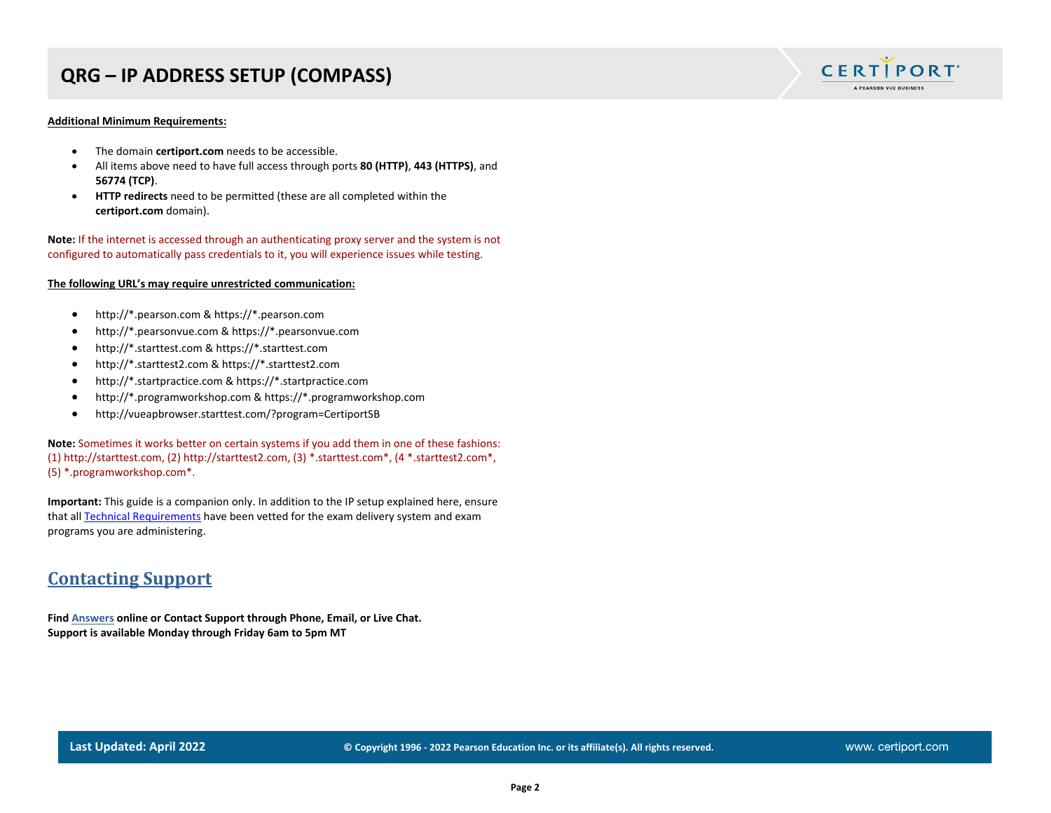**Additional Minimum Requirements:**

- The domain **certiport.com** needs to be accessible.
- All items above need to have full access through ports **80 (HTTP)**, **443 (HTTPS)**, and **56774 (TCP)**.
- **HTTP redirects** need to be permitted (these are all completed within the **certiport.com** domain).

**Note:** If the internet is accessed through an authenticating proxy server and the system is not configured to automatically pass credentials to it, you will experience issues while testing.

**The following URL's may require unrestricted communication:**

- http://*.pearson.com & https://*.pearson.com
- http://*.pearsonvue.com & https://*.pearsonvue.com
- http://*.starttest.com & https://*.starttest.com
- http://*.starttest2.com & https://*.starttest2.com
- http://*.startpractice.com & https://*.startpractice.com
- http://*.programworkshop.com & https://*.programworkshop.com
- http://vueapbrowser.starttest.com/?program=CertiportSB

**Note:** Sometimes it works better on certain systems if you add them in one of these fashions: (1) http://starttest.com, (2) http://starttest2.com, (3) *.starttest.com*, (4 *.starttest2.com*, (5) *.programworkshop.com*.

**Important:** This guide is a companion only. In addition to the IP setup explained here, ensure that all Technical Requirements have been vetted for the exam delivery system and exam programs you are administering.

## Contacting Support

**Find Answers online or Contact Support through Phone, Email, or Live Chat.**
**Support is available Monday through Friday 6am to 5pm MT**

**Last Updated: April 2022** **© Copyright 1996 - 2022 Pearson Education Inc. or its affiliate(s). All rights reserved.** www. certiport.com